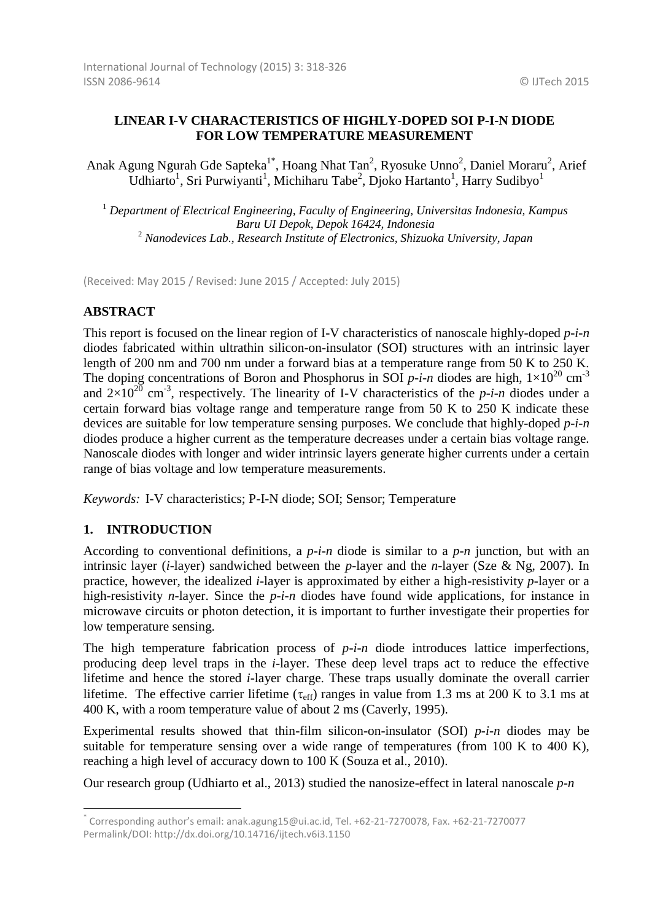# LINEAR I-V CHARACTERISTICS OF HIGHLY-DOPED SOI P-I-N DIODE FOR LOW TEMPERATURE MEASUREMENT

Anak Agung Ngurah Gde Sapteka[1*], Hoang Nhat Tan[2], Ryosuke Unno[2], Daniel Moraru[2], Arief Udhiarto[1], Sri Purwiyanti[1], Michiharu Tabe[2], Djoko Hartanto[1], Harry Sudibyo[1]

[1] *Department of Electrical Engineering, Faculty of Engineering, Universitas Indonesia, Kampus Baru UI Depok, Depok 16424, Indonesia*
[2] *Nanodevices Lab., Research Institute of Electronics, Shizuoka University, Japan*

(Received: May 2015 / Revised: June 2015 / Accepted: July 2015)

## ABSTRACT

This report is focused on the linear region of I-V characteristics of nanoscale highly-doped *p-i-n* diodes fabricated within ultrathin silicon-on-insulator (SOI) structures with an intrinsic layer length of 200 nm and 700 nm under a forward bias at a temperature range from 50 K to 250 K. The doping concentrations of Boron and Phosphorus in SOI *p-i-n* diodes are high, $1\times10^{20}$ cm$^{-3}$ and $2\times10^{20}$ cm$^{-3}$, respectively. The linearity of I-V characteristics of the *p-i-n* diodes under a certain forward bias voltage range and temperature range from 50 K to 250 K indicate these devices are suitable for low temperature sensing purposes. We conclude that highly-doped *p-i-n* diodes produce a higher current as the temperature decreases under a certain bias voltage range. Nanoscale diodes with longer and wider intrinsic layers generate higher currents under a certain range of bias voltage and low temperature measurements.

*Keywords:* I-V characteristics; P-I-N diode; SOI; Sensor; Temperature

## 1. INTRODUCTION

According to conventional definitions, a *p-i-n* diode is similar to a *p-n* junction, but with an intrinsic layer (*i*-layer) sandwiched between the *p*-layer and the *n*-layer (Sze & Ng, 2007). In practice, however, the idealized *i*-layer is approximated by either a high-resistivity *p*-layer or a high-resistivity *n*-layer. Since the *p-i-n* diodes have found wide applications, for instance in microwave circuits or photon detection, it is important to further investigate their properties for low temperature sensing.

The high temperature fabrication process of *p-i-n* diode introduces lattice imperfections, producing deep level traps in the *i*-layer. These deep level traps act to reduce the effective lifetime and hence the stored *i*-layer charge. These traps usually dominate the overall carrier lifetime. The effective carrier lifetime ($\tau_{eff}$) ranges in value from 1.3 ms at 200 K to 3.1 ms at 400 K, with a room temperature value of about 2 ms (Caverly, 1995).

Experimental results showed that thin-film silicon-on-insulator (SOI) *p-i-n* diodes may be suitable for temperature sensing over a wide range of temperatures (from 100 K to 400 K), reaching a high level of accuracy down to 100 K (Souza et al., 2010).

Our research group (Udhiarto et al., 2013) studied the nanosize-effect in lateral nanoscale *p-n*

[*] Corresponding author's email: anak.agung15@ui.ac.id, Tel. +62-21-7270078, Fax. +62-21-7270077
Permalink/DOI: http://dx.doi.org/10.14716/ijtech.v6i3.1150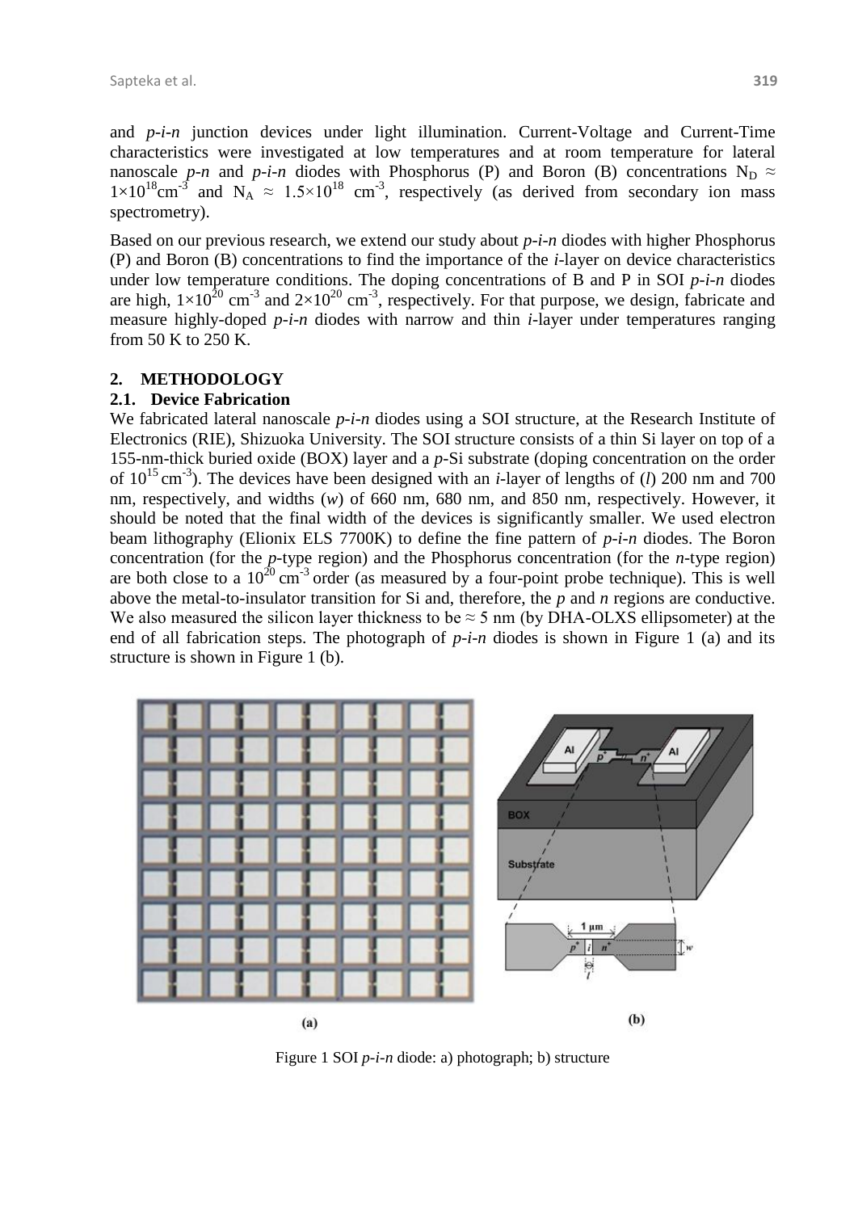and *p*-*i*-*n* junction devices under light illumination. Current-Voltage and Current-Time characteristics were investigated at low temperatures and at room temperature for lateral nanoscale *p*-*n* and *p*-*i*-*n* diodes with Phosphorus (P) and Boron (B) concentrations $N_D \approx 1\times10^{18}$cm$^{-3}$ and $N_A \approx 1.5\times10^{18}$ cm$^{-3}$, respectively (as derived from secondary ion mass spectrometry).

Based on our previous research, we extend our study about *p*-*i*-*n* diodes with higher Phosphorus (P) and Boron (B) concentrations to find the importance of the *i*-layer on device characteristics under low temperature conditions. The doping concentrations of B and P in SOI *p*-*i*-*n* diodes are high, $1\times10^{20}$ cm$^{-3}$ and $2\times10^{20}$ cm$^{-3}$, respectively. For that purpose, we design, fabricate and measure highly-doped *p*-*i*-*n* diodes with narrow and thin *i*-layer under temperatures ranging from 50 K to 250 K.

## 2. METHODOLOGY

### 2.1. Device Fabrication

We fabricated lateral nanoscale *p*-*i*-*n* diodes using a SOI structure, at the Research Institute of Electronics (RIE), Shizuoka University. The SOI structure consists of a thin Si layer on top of a 155-nm-thick buried oxide (BOX) layer and a *p*-Si substrate (doping concentration on the order of $10^{15}$ cm$^{-3}$). The devices have been designed with an *i*-layer of lengths of ($l$) 200 nm and 700 nm, respectively, and widths ($w$) of 660 nm, 680 nm, and 850 nm, respectively. However, it should be noted that the final width of the devices is significantly smaller. We used electron beam lithography (Elionix ELS 7700K) to define the fine pattern of *p*-*i*-*n* diodes. The Boron concentration (for the *p*-type region) and the Phosphorus concentration (for the *n*-type region) are both close to a $10^{20}$ cm$^{-3}$ order (as measured by a four-point probe technique). This is well above the metal-to-insulator transition for Si and, therefore, the *p* and *n* regions are conductive. We also measured the silicon layer thickness to be ≈ 5 nm (by DHA-OLXS ellipsometer) at the end of all fabrication steps. The photograph of *p*-*i*-*n* diodes is shown in Figure 1 (a) and its structure is shown in Figure 1 (b).

Figure 1 SOI *p*-*i*-*n* diode: a) photograph; b) structure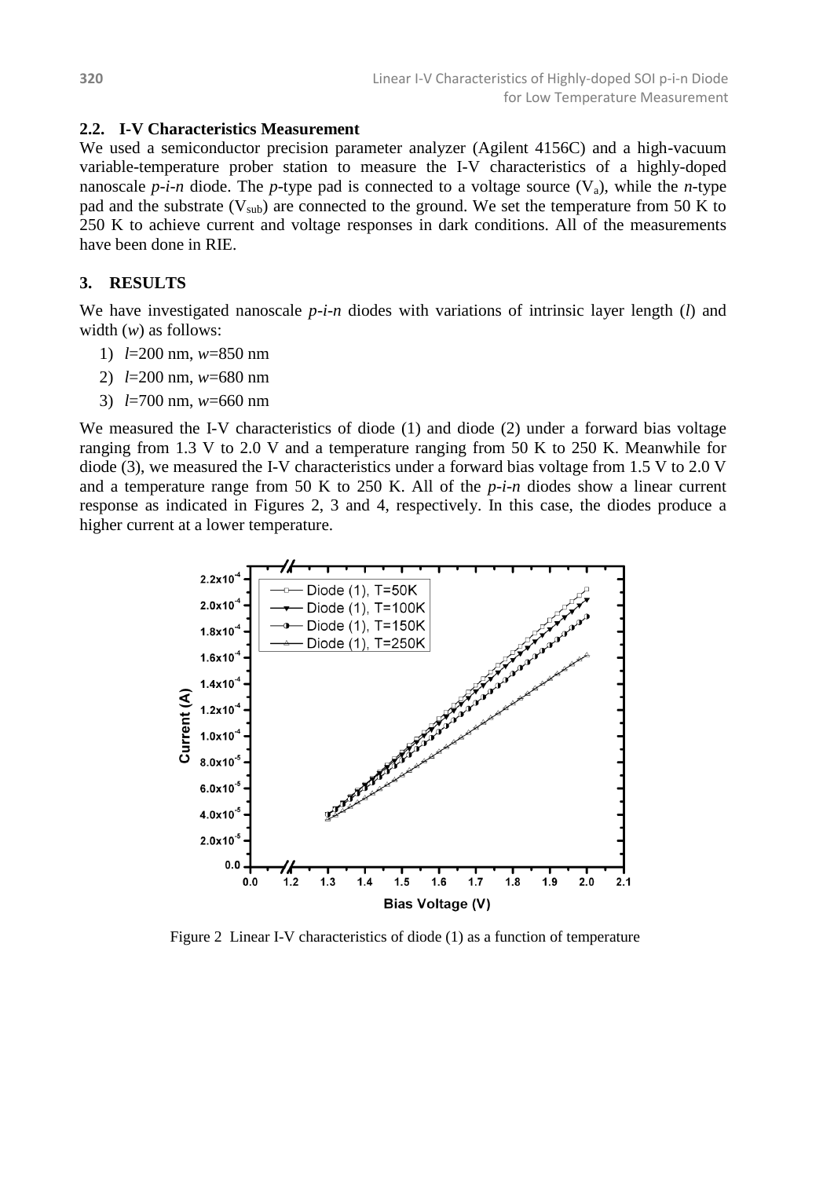### 2.2. I-V Characteristics Measurement

We used a semiconductor precision parameter analyzer (Agilent 4156C) and a high-vacuum variable-temperature prober station to measure the I-V characteristics of a highly-doped nanoscale *p*-*i*-*n* diode. The *p*-type pad is connected to a voltage source ($V_a$), while the *n*-type pad and the substrate ($V_{sub}$) are connected to the ground. We set the temperature from 50 K to 250 K to achieve current and voltage responses in dark conditions. All of the measurements have been done in RIE.

## 3. RESULTS

We have investigated nanoscale *p*-*i*-*n* diodes with variations of intrinsic layer length ($l$) and width ($w$) as follows:

1) $l$=200 nm, $w$=850 nm
2) $l$=200 nm, $w$=680 nm
3) $l$=700 nm, $w$=660 nm

We measured the I-V characteristics of diode (1) and diode (2) under a forward bias voltage ranging from 1.3 V to 2.0 V and a temperature ranging from 50 K to 250 K. Meanwhile for diode (3), we measured the I-V characteristics under a forward bias voltage from 1.5 V to 2.0 V and a temperature range from 50 K to 250 K. All of the *p*-*i*-*n* diodes show a linear current response as indicated in Figures 2, 3 and 4, respectively. In this case, the diodes produce a higher current at a lower temperature.

Figure 2 Linear I-V characteristics of diode (1) as a function of temperature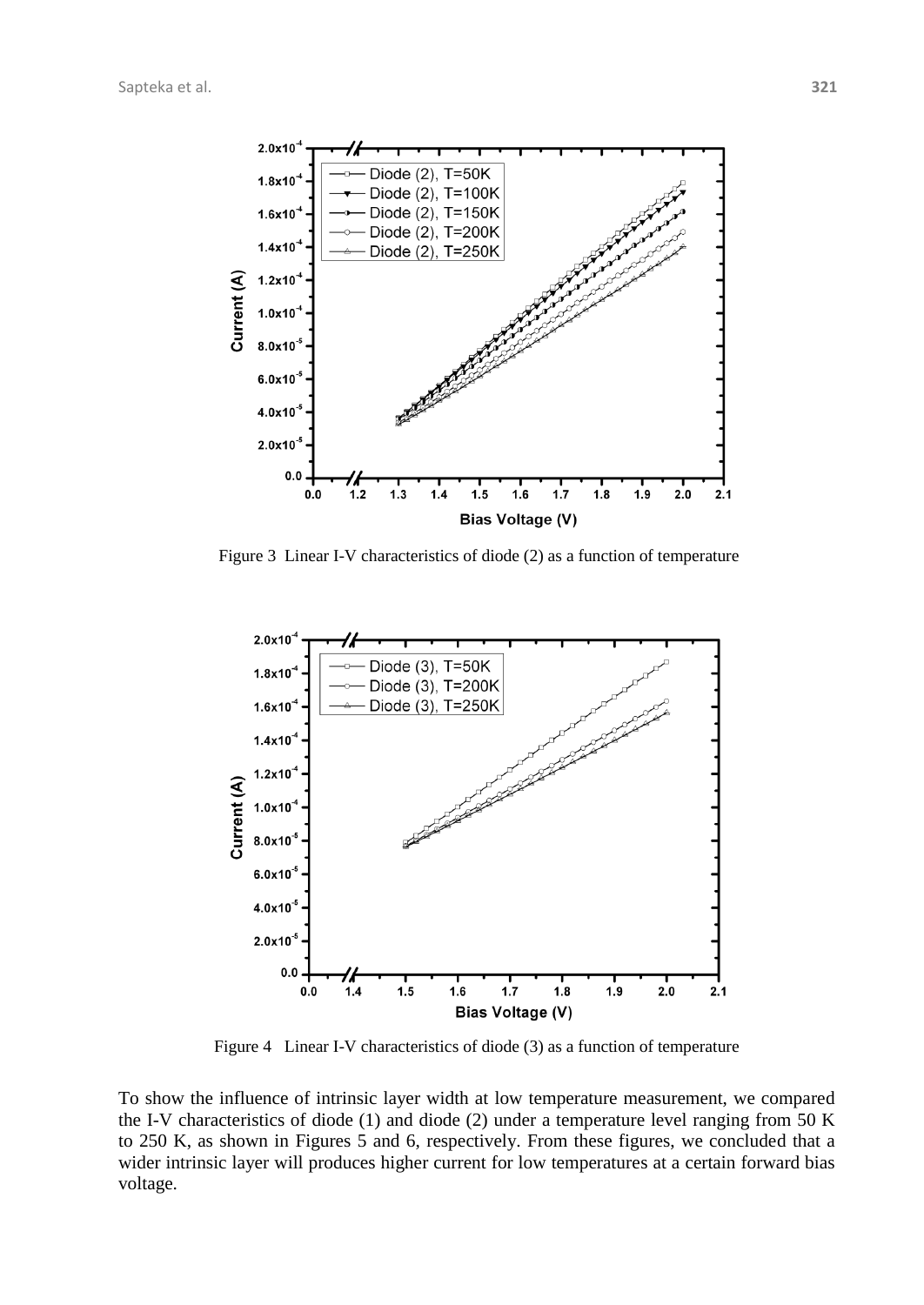Figure 3  Linear I-V characteristics of diode (2) as a function of temperature

Figure 4   Linear I-V characteristics of diode (3) as a function of temperature

To show the influence of intrinsic layer width at low temperature measurement, we compared the I-V characteristics of diode (1) and diode (2) under a temperature level ranging from 50 K to 250 K, as shown in Figures 5 and 6, respectively. From these figures, we concluded that a wider intrinsic layer will produces higher current for low temperatures at a certain forward bias voltage.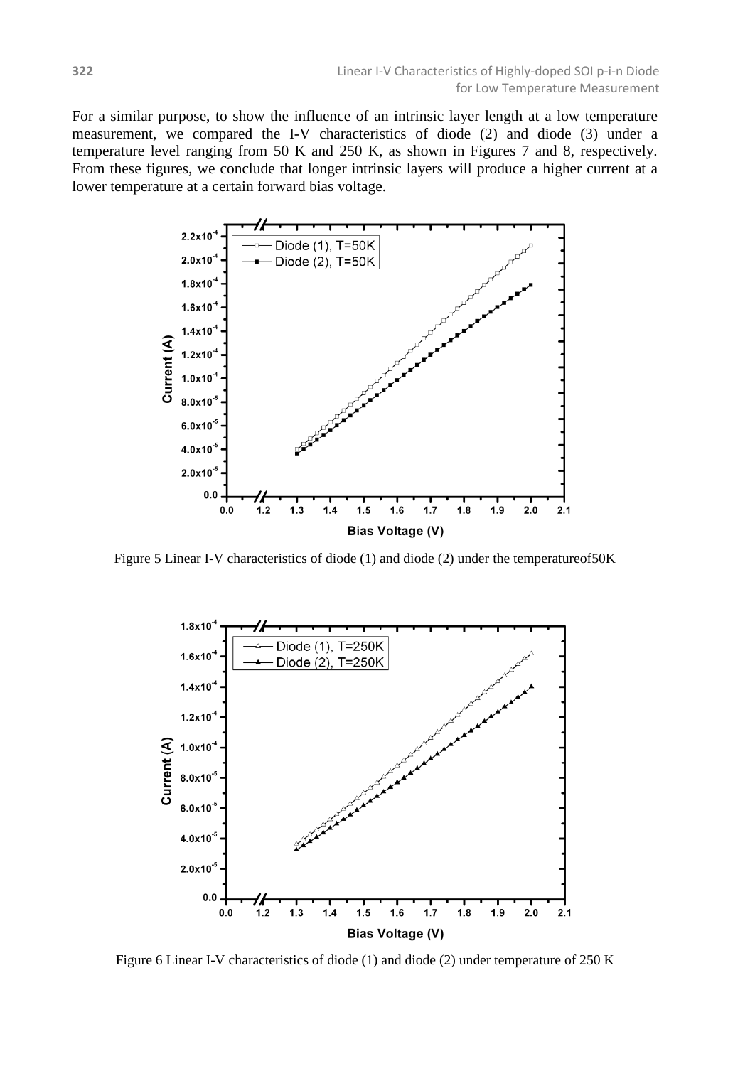For a similar purpose, to show the influence of an intrinsic layer length at a low temperature measurement, we compared the I-V characteristics of diode (2) and diode (3) under a temperature level ranging from 50 K and 250 K, as shown in Figures 7 and 8, respectively. From these figures, we conclude that longer intrinsic layers will produce a higher current at a lower temperature at a certain forward bias voltage.

Figure 5 Linear I-V characteristics of diode (1) and diode (2) under the temperatureof50K

Figure 6 Linear I-V characteristics of diode (1) and diode (2) under temperature of 250 K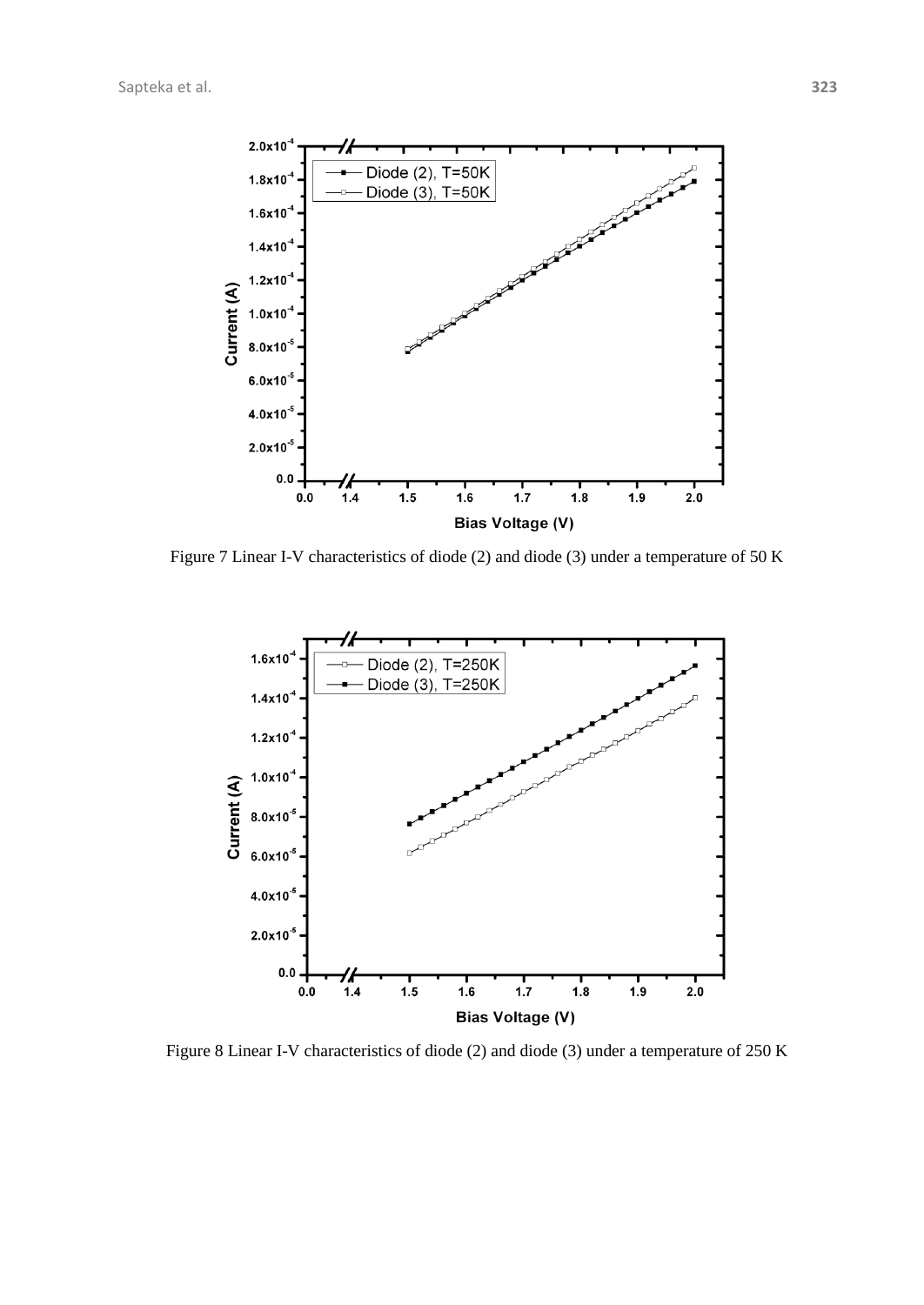Figure 7 Linear I-V characteristics of diode (2) and diode (3) under a temperature of 50 K

Figure 8 Linear I-V characteristics of diode (2) and diode (3) under a temperature of 250 K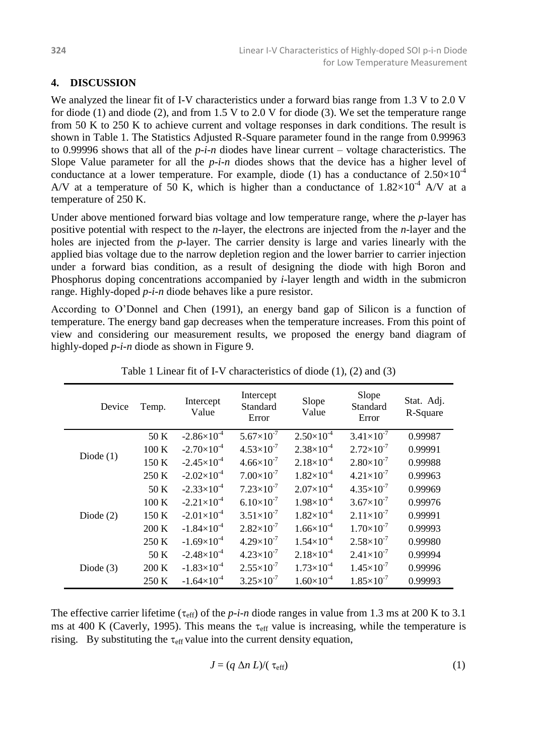## 4. DISCUSSION

We analyzed the linear fit of I-V characteristics under a forward bias range from 1.3 V to 2.0 V for diode (1) and diode (2), and from 1.5 V to 2.0 V for diode (3). We set the temperature range from 50 K to 250 K to achieve current and voltage responses in dark conditions. The result is shown in Table 1. The Statistics Adjusted R-Square parameter found in the range from 0.99963 to 0.99996 shows that all of the *p-i-n* diodes have linear current – voltage characteristics. The Slope Value parameter for all the *p-i-n* diodes shows that the device has a higher level of conductance at a lower temperature. For example, diode (1) has a conductance of $2.50{\times}10^{-4}$ A/V at a temperature of 50 K, which is higher than a conductance of $1.82{\times}10^{-4}$ A/V at a temperature of 250 K.

Under above mentioned forward bias voltage and low temperature range, where the *p*-layer has positive potential with respect to the *n*-layer, the electrons are injected from the *n*-layer and the holes are injected from the *p*-layer. The carrier density is large and varies linearly with the applied bias voltage due to the narrow depletion region and the lower barrier to carrier injection under a forward bias condition, as a result of designing the diode with high Boron and Phosphorus doping concentrations accompanied by *i*-layer length and width in the submicron range. Highly-doped *p-i-n* diode behaves like a pure resistor.

According to O'Donnel and Chen (1991), an energy band gap of Silicon is a function of temperature. The energy band gap decreases when the temperature increases. From this point of view and considering our measurement results, we proposed the energy band diagram of highly-doped *p-i-n* diode as shown in Figure 9.

Table 1 Linear fit of I-V characteristics of diode (1), (2) and (3)

| Device | Temp. | Intercept Value | Intercept Standard Error | Slope Value | Slope Standard Error | Stat. Adj. R-Square |
|---|---|---|---|---|---|---|
| Diode (1) | 50 K | $-2.86{\times}10^{-4}$ | $5.67{\times}10^{-7}$ | $2.50{\times}10^{-4}$ | $3.41{\times}10^{-7}$ | 0.99987 |
| | 100 K | $-2.70{\times}10^{-4}$ | $4.53{\times}10^{-7}$ | $2.38{\times}10^{-4}$ | $2.72{\times}10^{-7}$ | 0.99991 |
| | 150 K | $-2.45{\times}10^{-4}$ | $4.66{\times}10^{-7}$ | $2.18{\times}10^{-4}$ | $2.80{\times}10^{-7}$ | 0.99988 |
| | 250 K | $-2.02{\times}10^{-4}$ | $7.00{\times}10^{-7}$ | $1.82{\times}10^{-4}$ | $4.21{\times}10^{-7}$ | 0.99963 |
| Diode (2) | 50 K | $-2.33{\times}10^{-4}$ | $7.23{\times}10^{-7}$ | $2.07{\times}10^{-4}$ | $4.35{\times}10^{-7}$ | 0.99969 |
| | 100 K | $-2.21{\times}10^{-4}$ | $6.10{\times}10^{-7}$ | $1.98{\times}10^{-4}$ | $3.67{\times}10^{-7}$ | 0.99976 |
| | 150 K | $-2.01{\times}10^{-4}$ | $3.51{\times}10^{-7}$ | $1.82{\times}10^{-4}$ | $2.11{\times}10^{-7}$ | 0.99991 |
| | 200 K | $-1.84{\times}10^{-4}$ | $2.82{\times}10^{-7}$ | $1.66{\times}10^{-4}$ | $1.70{\times}10^{-7}$ | 0.99993 |
| | 250 K | $-1.69{\times}10^{-4}$ | $4.29{\times}10^{-7}$ | $1.54{\times}10^{-4}$ | $2.58{\times}10^{-7}$ | 0.99980 |
| Diode (3) | 50 K | $-2.48{\times}10^{-4}$ | $4.23{\times}10^{-7}$ | $2.18{\times}10^{-4}$ | $2.41{\times}10^{-7}$ | 0.99994 |
| | 200 K | $-1.83{\times}10^{-4}$ | $2.55{\times}10^{-7}$ | $1.73{\times}10^{-4}$ | $1.45{\times}10^{-7}$ | 0.99996 |
| | 250 K | $-1.64{\times}10^{-4}$ | $3.25{\times}10^{-7}$ | $1.60{\times}10^{-4}$ | $1.85{\times}10^{-7}$ | 0.99993 |

The effective carrier lifetime ($\tau_{eff}$) of the *p-i-n* diode ranges in value from 1.3 ms at 200 K to 3.1 ms at 400 K (Caverly, 1995). This means the $\tau_{eff}$ value is increasing, while the temperature is rising. By substituting the $\tau_{eff}$ value into the current density equation,

$$J = (q\,\Delta n\,L)/(\tau_{eff}) \tag{1}$$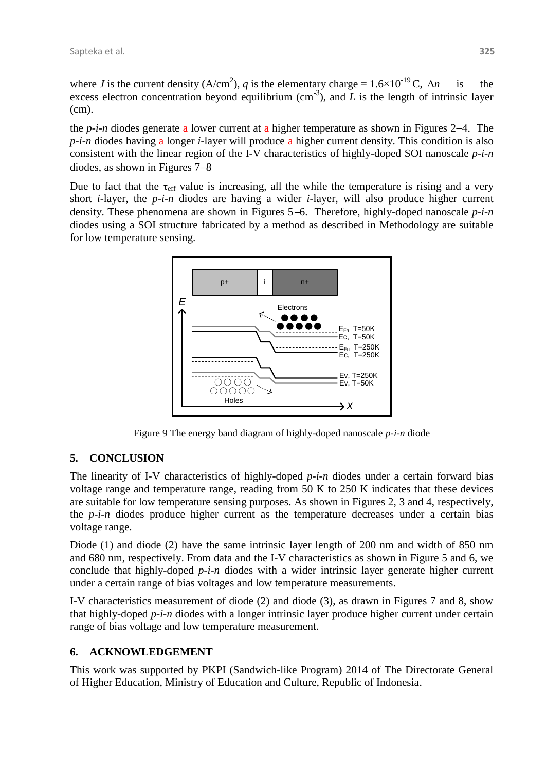where $J$ is the current density (A/cm$^2$), $q$ is the elementary charge = $1.6\times10^{-19}$ C, $\Delta n$ is the excess electron concentration beyond equilibrium (cm$^{-3}$), and $L$ is the length of intrinsic layer (cm).

the *p-i-n* diodes generate a lower current at a higher temperature as shown in Figures 2–4. The *p-i-n* diodes having a longer *i*-layer will produce a higher current density. This condition is also consistent with the linear region of the I-V characteristics of highly-doped SOI nanoscale *p-i-n* diodes, as shown in Figures 7–8

Due to fact that the $\tau_{eff}$ value is increasing, all the while the temperature is rising and a very short *i*-layer, the *p-i-n* diodes are having a wider *i*-layer, will also produce higher current density. These phenomena are shown in Figures 5–6. Therefore, highly-doped nanoscale *p-i-n* diodes using a SOI structure fabricated by a method as described in Methodology are suitable for low temperature sensing.

Figure 9 The energy band diagram of highly-doped nanoscale *p-i-n* diode

## 5. CONCLUSION

The linearity of I-V characteristics of highly-doped *p-i-n* diodes under a certain forward bias voltage range and temperature range, reading from 50 K to 250 K indicates that these devices are suitable for low temperature sensing purposes. As shown in Figures 2, 3 and 4, respectively, the *p-i-n* diodes produce higher current as the temperature decreases under a certain bias voltage range.

Diode (1) and diode (2) have the same intrinsic layer length of 200 nm and width of 850 nm and 680 nm, respectively. From data and the I-V characteristics as shown in Figure 5 and 6, we conclude that highly-doped *p-i-n* diodes with a wider intrinsic layer generate higher current under a certain range of bias voltages and low temperature measurements.

I-V characteristics measurement of diode (2) and diode (3), as drawn in Figures 7 and 8, show that highly-doped *p-i-n* diodes with a longer intrinsic layer produce higher current under certain range of bias voltage and low temperature measurement.

## 6. ACKNOWLEDGEMENT

This work was supported by PKPI (Sandwich-like Program) 2014 of The Directorate General of Higher Education, Ministry of Education and Culture, Republic of Indonesia.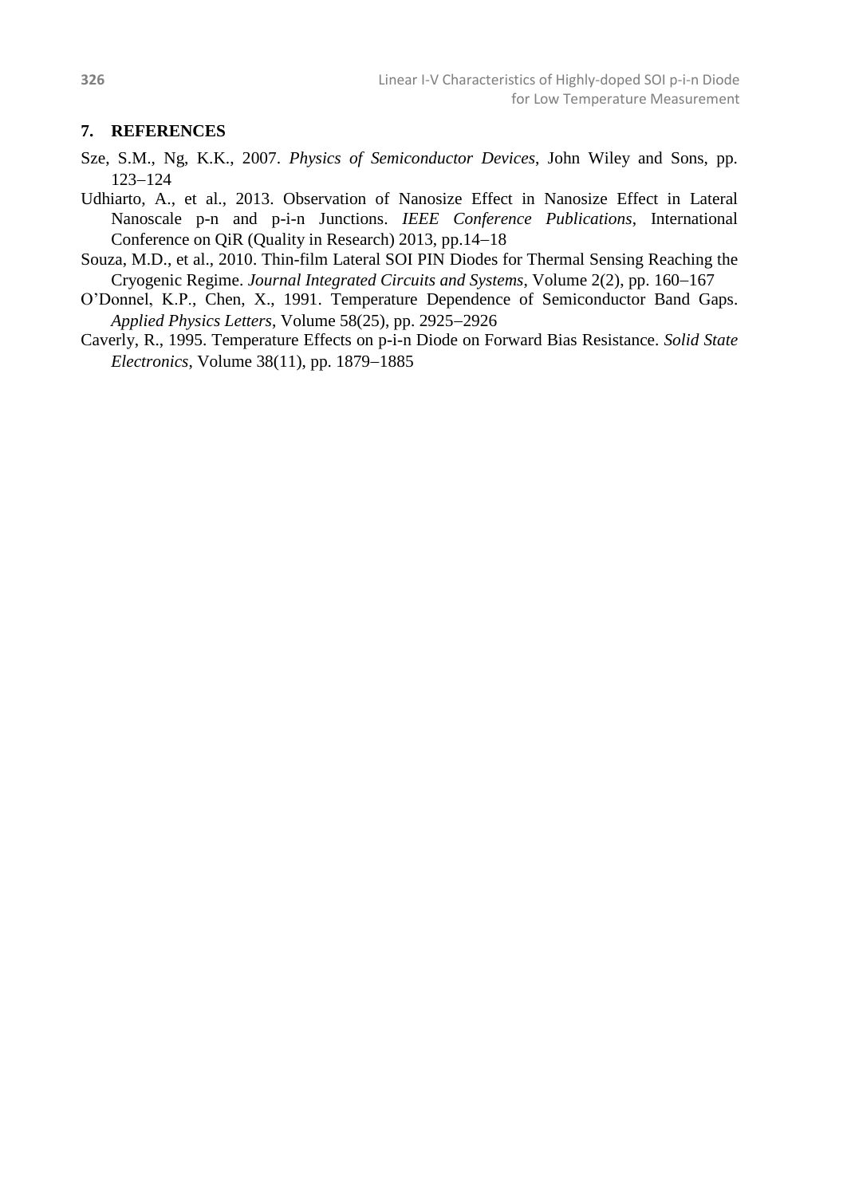## 7. REFERENCES

Sze, S.M., Ng, K.K., 2007. *Physics of Semiconductor Devices*, John Wiley and Sons, pp. 123–124

Udhiarto, A., et al., 2013. Observation of Nanosize Effect in Nanosize Effect in Lateral Nanoscale p-n and p-i-n Junctions. *IEEE Conference Publications*, International Conference on QiR (Quality in Research) 2013, pp.14–18

Souza, M.D., et al., 2010. Thin-film Lateral SOI PIN Diodes for Thermal Sensing Reaching the Cryogenic Regime. *Journal Integrated Circuits and Systems*, Volume 2(2), pp. 160–167

O'Donnel, K.P., Chen, X., 1991. Temperature Dependence of Semiconductor Band Gaps. *Applied Physics Letters*, Volume 58(25), pp. 2925–2926

Caverly, R., 1995. Temperature Effects on p-i-n Diode on Forward Bias Resistance. *Solid State Electronics*, Volume 38(11), pp. 1879–1885